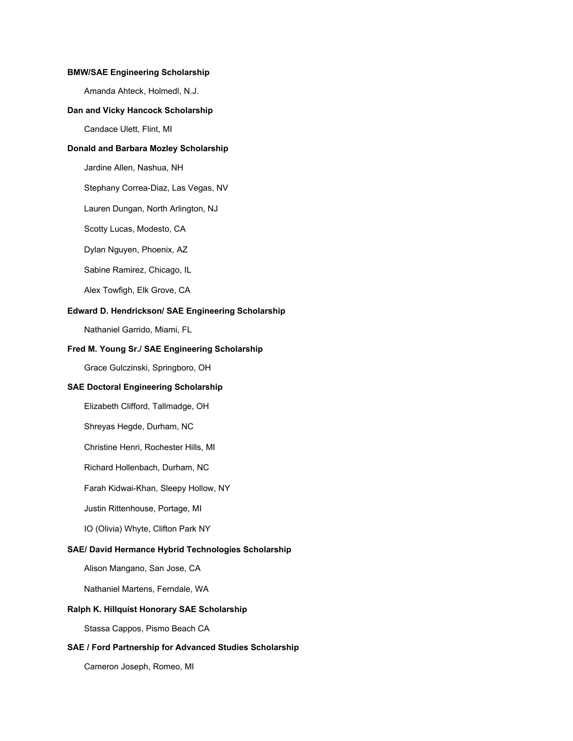**BMW/SAE Engineering Scholarship**

Amanda Ahteck, Holmedl, N.J.

**Dan and Vicky Hancock Scholarship**

Candace Ulett, Flint, MI

**Donald and Barbara Mozley Scholarship**

Jardine Allen, Nashua, NH

Stephany Correa-Diaz, Las Vegas, NV

Lauren Dungan, North Arlington, NJ

Scotty Lucas, Modesto, CA

Dylan Nguyen, Phoenix, AZ

Sabine Ramirez, Chicago, IL

Alex Towfigh, Elk Grove, CA

**Edward D. Hendrickson/ SAE Engineering Scholarship**

Nathaniel Garrido, Miami, FL

**Fred M. Young Sr./ SAE Engineering Scholarship**

Grace Gulczinski, Springboro, OH

**SAE Doctoral Engineering Scholarship**

Elizabeth Clifford, Tallmadge, OH

Shreyas Hegde, Durham, NC

Christine Henri, Rochester Hills, MI

Richard Hollenbach, Durham, NC

Farah Kidwai-Khan, Sleepy Hollow, NY

Justin Rittenhouse, Portage, MI

IO (Olivia) Whyte, Clifton Park NY

**SAE/ David Hermance Hybrid Technologies Scholarship**

Alison Mangano, San Jose, CA

Nathaniel Martens, Ferndale, WA

**Ralph K. Hillquist Honorary SAE Scholarship**

Stassa Cappos, Pismo Beach CA

**SAE / Ford Partnership for Advanced Studies Scholarship**

Cameron Joseph, Romeo, MI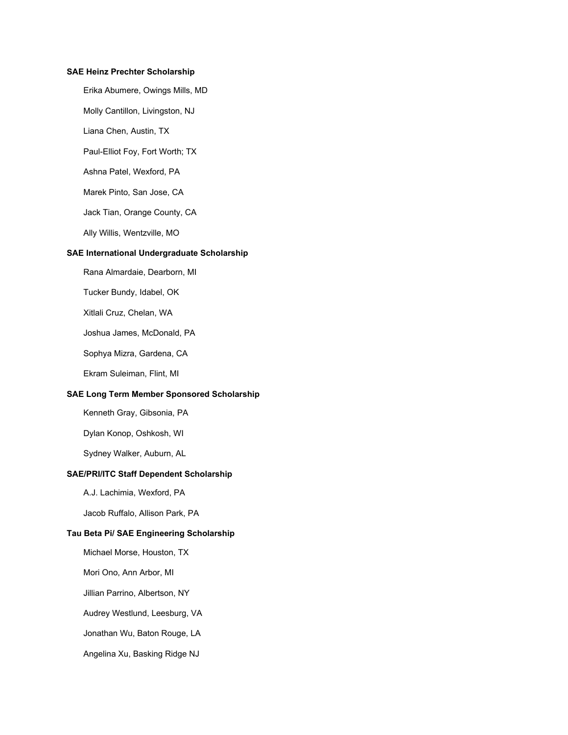**SAE Heinz Prechter Scholarship**

Erika Abumere, Owings Mills, MD

Molly Cantillon, Livingston, NJ

Liana Chen, Austin, TX

Paul-Elliot Foy, Fort Worth; TX

Ashna Patel, Wexford, PA

Marek Pinto, San Jose, CA

Jack Tian, Orange County, CA

Ally Willis, Wentzville, MO

**SAE International Undergraduate Scholarship**

Rana Almardaie, Dearborn, MI

Tucker Bundy, Idabel, OK

Xitlali Cruz, Chelan, WA

Joshua James, McDonald, PA

Sophya Mizra, Gardena, CA

Ekram Suleiman, Flint, MI

**SAE Long Term Member Sponsored Scholarship**

Kenneth Gray, Gibsonia, PA

Dylan Konop, Oshkosh, WI

Sydney Walker, Auburn, AL

**SAE/PRI/ITC Staff Dependent Scholarship**

A.J. Lachimia, Wexford, PA

Jacob Ruffalo, Allison Park, PA

**Tau Beta Pi/ SAE Engineering Scholarship**

Michael Morse, Houston, TX

Mori Ono, Ann Arbor, MI

Jillian Parrino, Albertson, NY

Audrey Westlund, Leesburg, VA

Jonathan Wu, Baton Rouge, LA

Angelina Xu, Basking Ridge NJ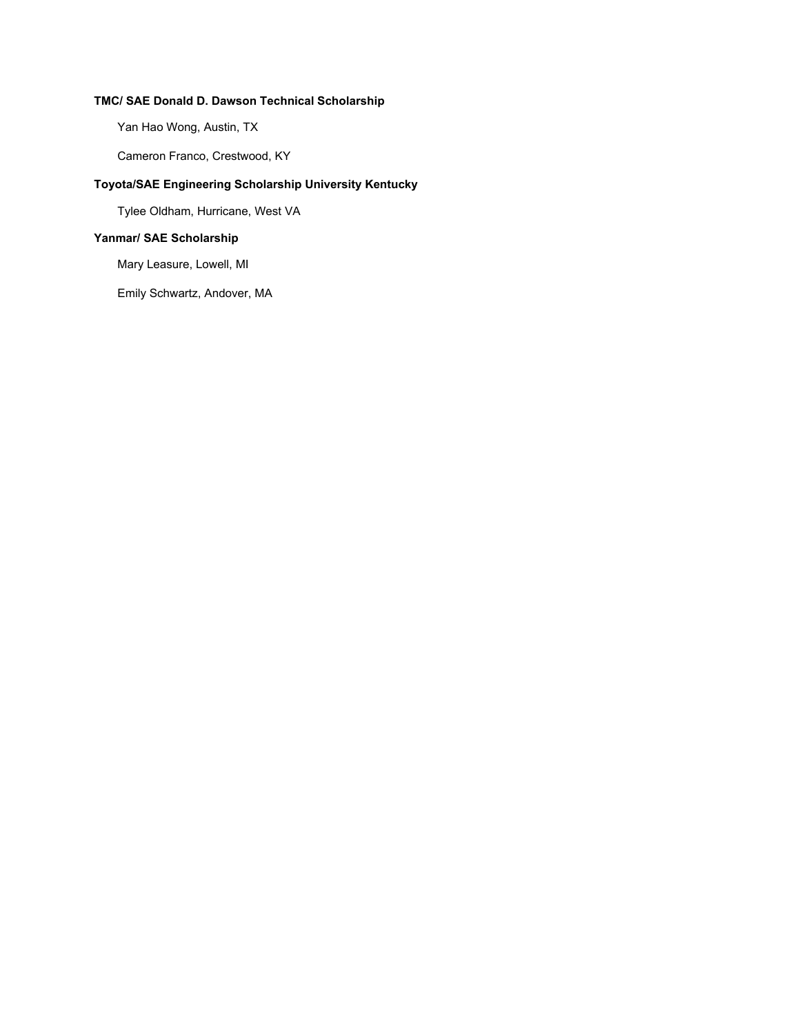**TMC/ SAE Donald D. Dawson Technical Scholarship**

Yan Hao Wong, Austin, TX

Cameron Franco, Crestwood, KY

**Toyota/SAE Engineering Scholarship University Kentucky**

Tylee Oldham, Hurricane, West VA

**Yanmar/ SAE Scholarship**

Mary Leasure, Lowell, MI

Emily Schwartz, Andover, MA